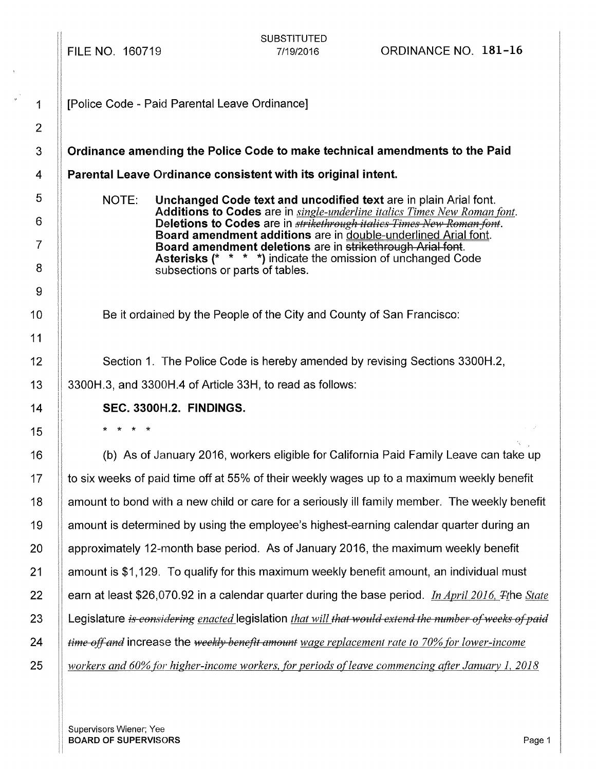FILE NO. 160719

SUBSTITUTED
7/19/2016

ORDINANCE NO. **181-16**

[Police Code - Paid Parental Leave Ordinance]

**Ordinance amending the Police Code to make technical amendments to the Paid Parental Leave Ordinance consistent with its original intent.**

NOTE: **Unchanged Code text and uncodified text** are in plain Arial font.
**Additions to Codes** are in *single-underline italics Times New Roman font*.
**Deletions to Codes** are in ~~*strikethrough italics Times New Roman font*~~.
**Board amendment additions** are in double-underlined Arial font.
**Board amendment deletions** are in ~~strikethrough Arial font~~.
**Asterisks (* * * *)** indicate the omission of unchanged Code subsections or parts of tables.

Be it ordained by the People of the City and County of San Francisco:

Section 1. The Police Code is hereby amended by revising Sections 3300H.2, 3300H.3, and 3300H.4 of Article 33H, to read as follows:

**SEC. 3300H.2. FINDINGS.**

\* \* \* \*

(b) As of January 2016, workers eligible for California Paid Family Leave can take up to six weeks of paid time off at 55% of their weekly wages up to a maximum weekly benefit amount to bond with a new child or care for a seriously ill family member. The weekly benefit amount is determined by using the employee's highest-earning calendar quarter during an approximately 12-month base period. As of January 2016, the maximum weekly benefit amount is $1,129. To qualify for this maximum weekly benefit amount, an individual must earn at least $26,070.92 in a calendar quarter during the base period. *In April 2016,* ~~*T*~~*t*he *State* Legislature ~~*is considering*~~ *enacted* legislation *that will* ~~*that would extend the number of weeks of paid time off and*~~ increase the ~~*weekly benefit amount*~~ *wage replacement rate to 70% for lower-income workers and 60% for higher-income workers, for periods of leave commencing after January 1, 2018*

Supervisors Wiener; Yee
**BOARD OF SUPERVISORS**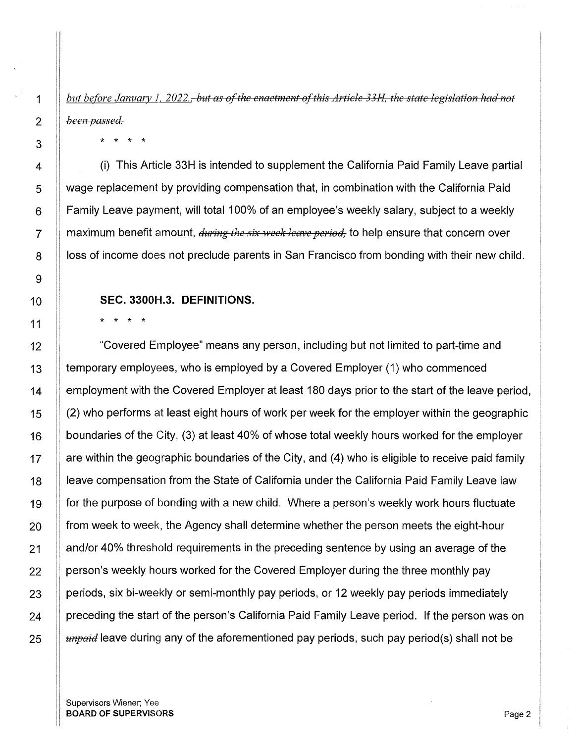*but before January 1, 2022.*~~, but as of the enactment of this Article 33H, the state legislation had not been passed.~~

\* \* \* \*

(i) This Article 33H is intended to supplement the California Paid Family Leave partial wage replacement by providing compensation that, in combination with the California Paid Family Leave payment, will total 100% of an employee's weekly salary, subject to a weekly maximum benefit amount, ~~*during the six-week leave period,*~~ to help ensure that concern over loss of income does not preclude parents in San Francisco from bonding with their new child.

**SEC. 3300H.3. DEFINITIONS.**

\* \* \* \*

"Covered Employee" means any person, including but not limited to part-time and temporary employees, who is employed by a Covered Employer (1) who commenced employment with the Covered Employer at least 180 days prior to the start of the leave period, (2) who performs at least eight hours of work per week for the employer within the geographic boundaries of the City, (3) at least 40% of whose total weekly hours worked for the employer are within the geographic boundaries of the City, and (4) who is eligible to receive paid family leave compensation from the State of California under the California Paid Family Leave law for the purpose of bonding with a new child. Where a person's weekly work hours fluctuate from week to week, the Agency shall determine whether the person meets the eight-hour and/or 40% threshold requirements in the preceding sentence by using an average of the person's weekly hours worked for the Covered Employer during the three monthly pay periods, six bi-weekly or semi-monthly pay periods, or 12 weekly pay periods immediately preceding the start of the person's California Paid Family Leave period. If the person was on ~~*unpaid*~~ leave during any of the aforementioned pay periods, such pay period(s) shall not be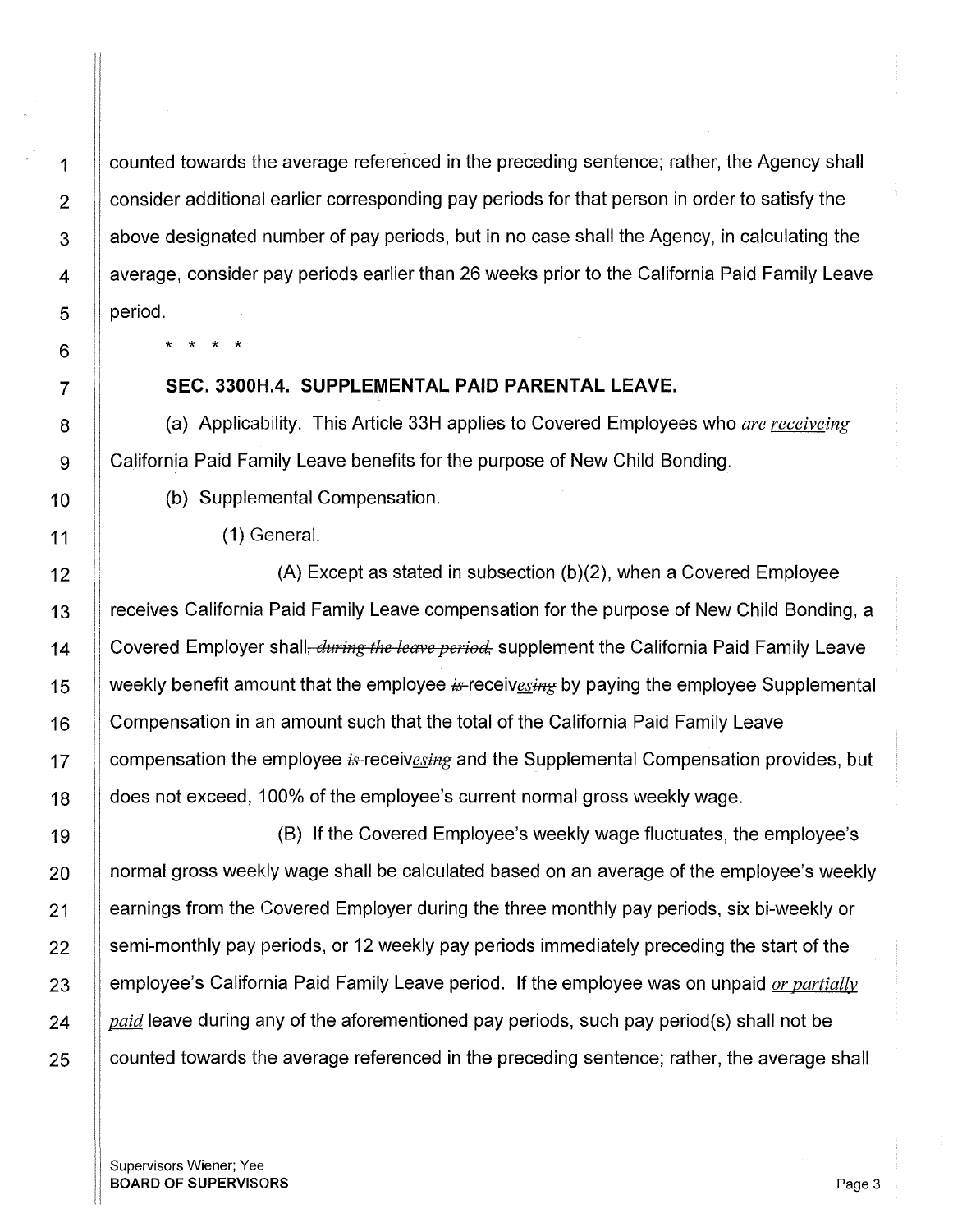counted towards the average referenced in the preceding sentence; rather, the Agency shall consider additional earlier corresponding pay periods for that person in order to satisfy the above designated number of pay periods, but in no case shall the Agency, in calculating the average, consider pay periods earlier than 26 weeks prior to the California Paid Family Leave period.

\* \* \* \*

**SEC. 3300H.4. SUPPLEMENTAL PAID PARENTAL LEAVE.**

(a) Applicability. This Article 33H applies to Covered Employees who ~~are~~ *receive*~~*ing*~~ California Paid Family Leave benefits for the purpose of New Child Bonding.

(b) Supplemental Compensation.

(1) General.

(A) Except as stated in subsection (b)(2), when a Covered Employee receives California Paid Family Leave compensation for the purpose of New Child Bonding, a Covered Employer shall~~*, during the leave period,*~~ supplement the California Paid Family Leave weekly benefit amount that the employee ~~is~~ receiv*es*~~*ing*~~ by paying the employee Supplemental Compensation in an amount such that the total of the California Paid Family Leave compensation the employee ~~is~~ receiv*es*~~*ing*~~ and the Supplemental Compensation provides, but does not exceed, 100% of the employee's current normal gross weekly wage.

(B) If the Covered Employee's weekly wage fluctuates, the employee's normal gross weekly wage shall be calculated based on an average of the employee's weekly earnings from the Covered Employer during the three monthly pay periods, six bi-weekly or semi-monthly pay periods, or 12 weekly pay periods immediately preceding the start of the employee's California Paid Family Leave period. If the employee was on unpaid *or partially paid* leave during any of the aforementioned pay periods, such pay period(s) shall not be counted towards the average referenced in the preceding sentence; rather, the average shall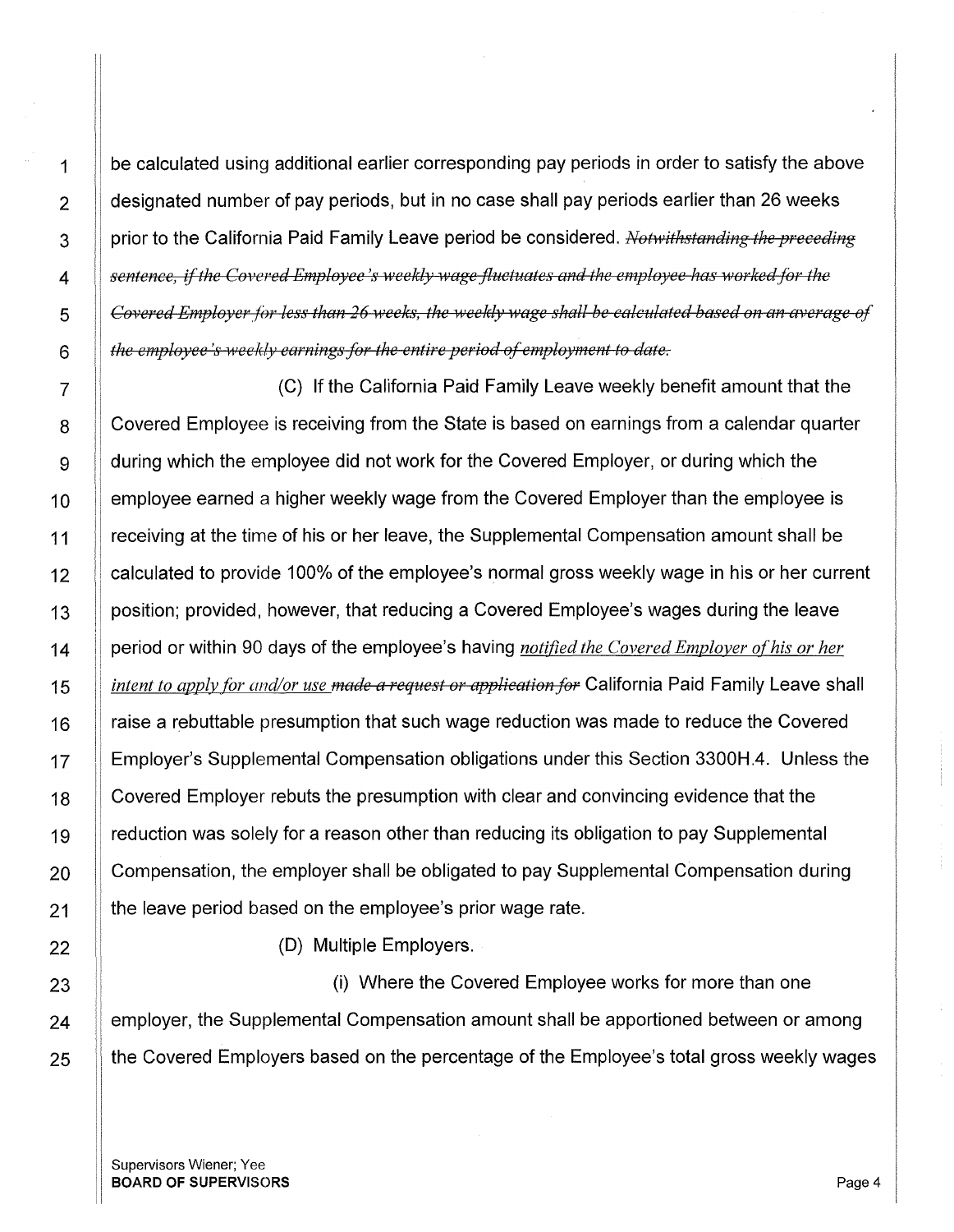be calculated using additional earlier corresponding pay periods in order to satisfy the above designated number of pay periods, but in no case shall pay periods earlier than 26 weeks prior to the California Paid Family Leave period be considered. ~~*Notwithstanding the preceding sentence, if the Covered Employee's weekly wage fluctuates and the employee has worked for the Covered Employer for less than 26 weeks, the weekly wage shall be calculated based on an average of the employee's weekly earnings for the entire period of employment to date.*~~

(C) If the California Paid Family Leave weekly benefit amount that the Covered Employee is receiving from the State is based on earnings from a calendar quarter during which the employee did not work for the Covered Employer, or during which the employee earned a higher weekly wage from the Covered Employer than the employee is receiving at the time of his or her leave, the Supplemental Compensation amount shall be calculated to provide 100% of the employee's normal gross weekly wage in his or her current position; provided, however, that reducing a Covered Employee's wages during the leave period or within 90 days of the employee's having *notified the Covered Employer of his or her intent to apply for and/or use* ~~*made a request or application for*~~ California Paid Family Leave shall raise a rebuttable presumption that such wage reduction was made to reduce the Covered Employer's Supplemental Compensation obligations under this Section 3300H.4. Unless the Covered Employer rebuts the presumption with clear and convincing evidence that the reduction was solely for a reason other than reducing its obligation to pay Supplemental Compensation, the employer shall be obligated to pay Supplemental Compensation during the leave period based on the employee's prior wage rate.

(D) Multiple Employers.

(i) Where the Covered Employee works for more than one employer, the Supplemental Compensation amount shall be apportioned between or among the Covered Employers based on the percentage of the Employee's total gross weekly wages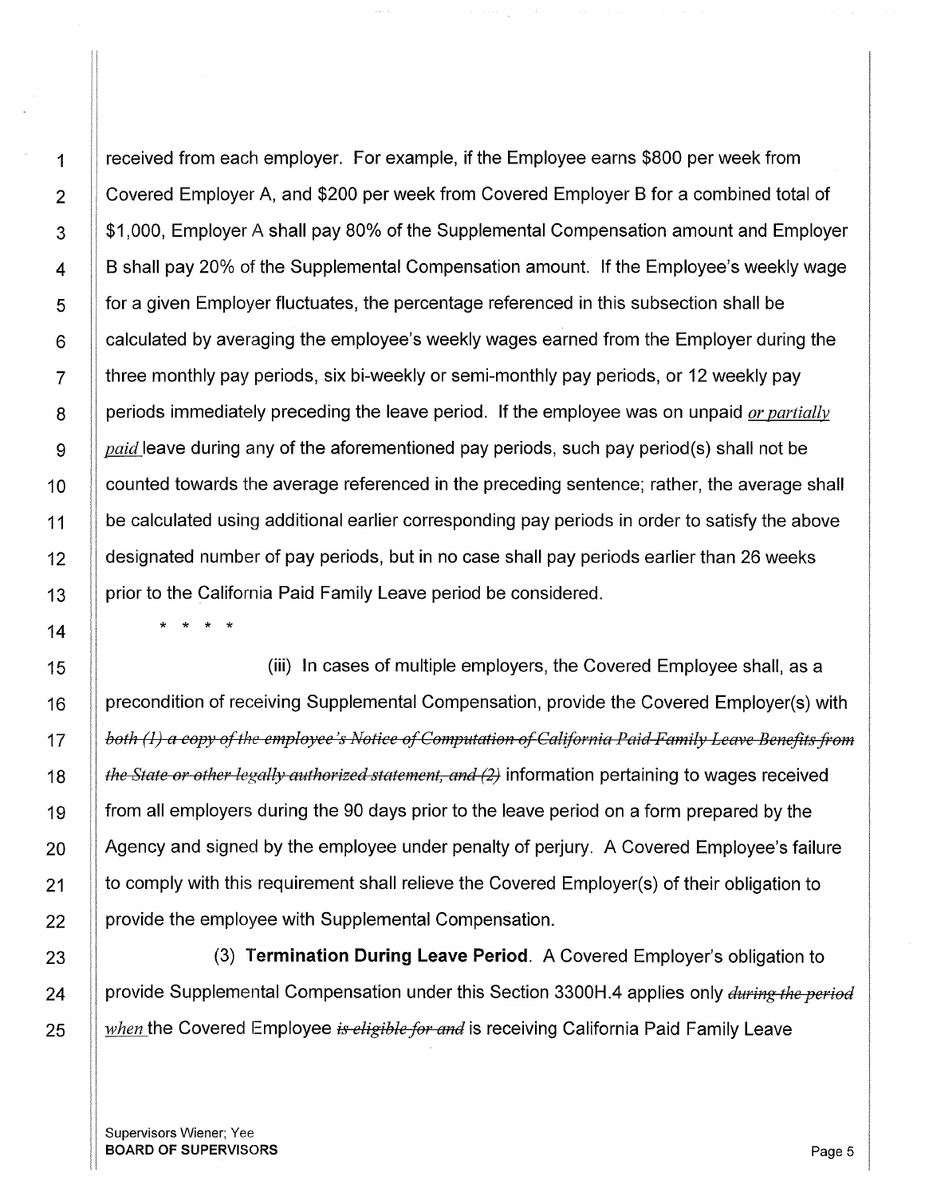received from each employer. For example, if the Employee earns $800 per week from Covered Employer A, and $200 per week from Covered Employer B for a combined total of $1,000, Employer A shall pay 80% of the Supplemental Compensation amount and Employer B shall pay 20% of the Supplemental Compensation amount. If the Employee's weekly wage for a given Employer fluctuates, the percentage referenced in this subsection shall be calculated by averaging the employee's weekly wages earned from the Employer during the three monthly pay periods, six bi-weekly or semi-monthly pay periods, or 12 weekly pay periods immediately preceding the leave period. If the employee was on unpaid *or partially paid* leave during any of the aforementioned pay periods, such pay period(s) shall not be counted towards the average referenced in the preceding sentence; rather, the average shall be calculated using additional earlier corresponding pay periods in order to satisfy the above designated number of pay periods, but in no case shall pay periods earlier than 26 weeks prior to the California Paid Family Leave period be considered.

\* \* \* \*

(iii) In cases of multiple employers, the Covered Employee shall, as a precondition of receiving Supplemental Compensation, provide the Covered Employer(s) with ~~*both (1) a copy of the employee's Notice of Computation of California Paid Family Leave Benefits from the State or other legally authorized statement, and (2)*~~ information pertaining to wages received from all employers during the 90 days prior to the leave period on a form prepared by the Agency and signed by the employee under penalty of perjury. A Covered Employee's failure to comply with this requirement shall relieve the Covered Employer(s) of their obligation to provide the employee with Supplemental Compensation.

(3) **Termination During Leave Period**. A Covered Employer's obligation to provide Supplemental Compensation under this Section 3300H.4 applies only ~~*during the period*~~ *when* the Covered Employee ~~*is eligible for and*~~ is receiving California Paid Family Leave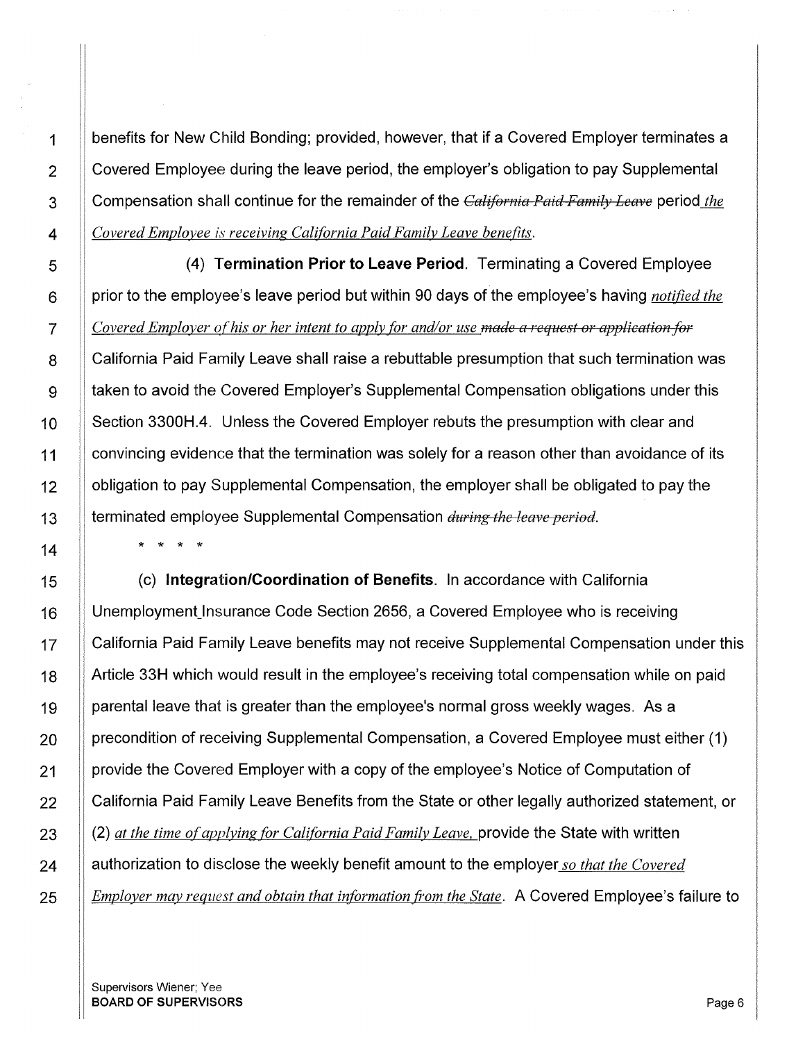benefits for New Child Bonding; provided, however, that if a Covered Employer terminates a Covered Employee during the leave period, the employer's obligation to pay Supplemental Compensation shall continue for the remainder of the ~~*California Paid Family Leave*~~ period *the Covered Employee is receiving California Paid Family Leave benefits*.

(4) **Termination Prior to Leave Period**. Terminating a Covered Employee prior to the employee's leave period but within 90 days of the employee's having *notified the Covered Employer of his or her intent to apply for and/or use* ~~*made a request or application for*~~ California Paid Family Leave shall raise a rebuttable presumption that such termination was taken to avoid the Covered Employer's Supplemental Compensation obligations under this Section 3300H.4. Unless the Covered Employer rebuts the presumption with clear and convincing evidence that the termination was solely for a reason other than avoidance of its obligation to pay Supplemental Compensation, the employer shall be obligated to pay the terminated employee Supplemental Compensation ~~*during the leave period*~~.

\* \* \* \*

(c) **Integration/Coordination of Benefits**. In accordance with California Unemployment Insurance Code Section 2656, a Covered Employee who is receiving California Paid Family Leave benefits may not receive Supplemental Compensation under this Article 33H which would result in the employee's receiving total compensation while on paid parental leave that is greater than the employee's normal gross weekly wages. As a precondition of receiving Supplemental Compensation, a Covered Employee must either (1) provide the Covered Employer with a copy of the employee's Notice of Computation of California Paid Family Leave Benefits from the State or other legally authorized statement, or (2) *at the time of applying for California Paid Family Leave,* provide the State with written authorization to disclose the weekly benefit amount to the employer *so that the Covered Employer may request and obtain that information from the State*. A Covered Employee's failure to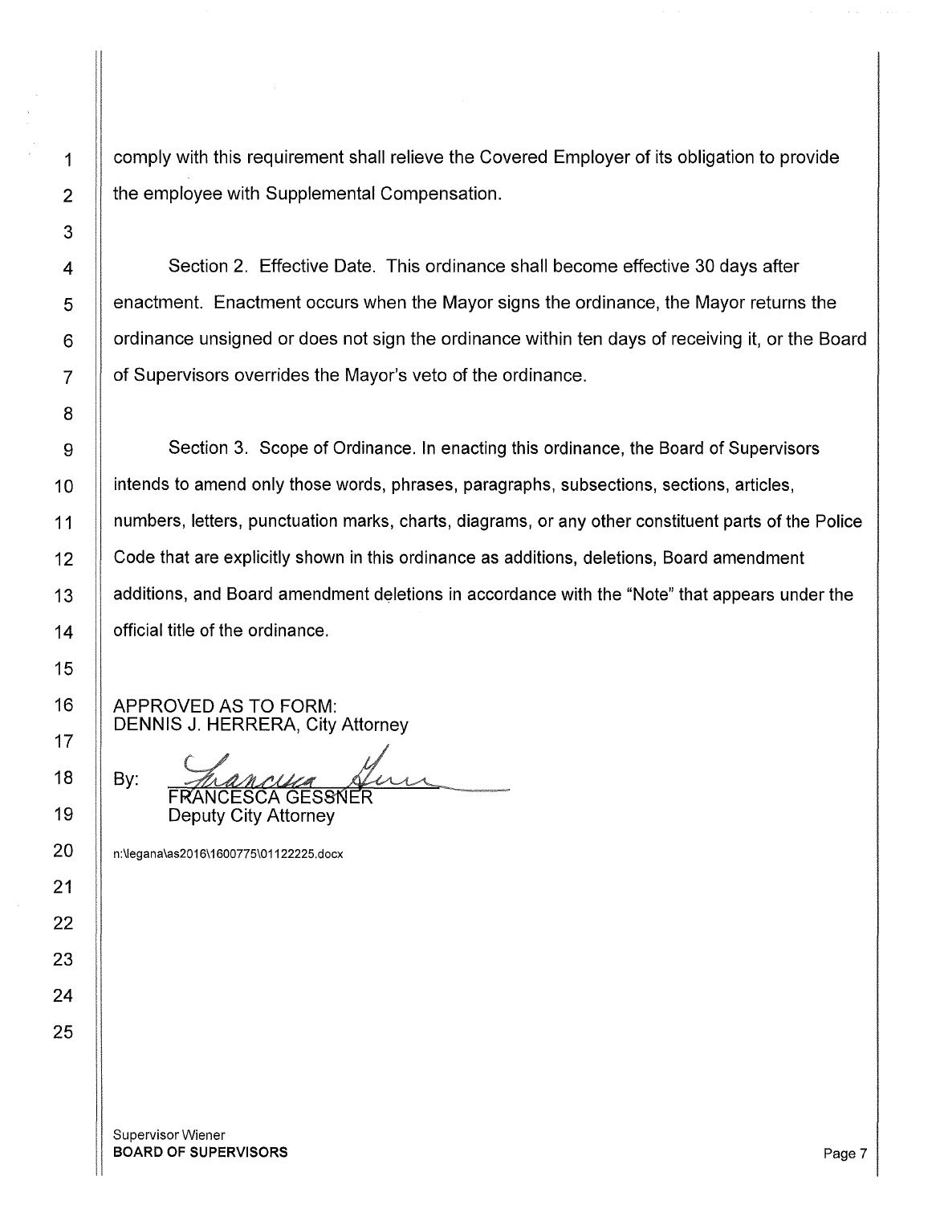comply with this requirement shall relieve the Covered Employer of its obligation to provide the employee with Supplemental Compensation.

Section 2. Effective Date. This ordinance shall become effective 30 days after enactment. Enactment occurs when the Mayor signs the ordinance, the Mayor returns the ordinance unsigned or does not sign the ordinance within ten days of receiving it, or the Board of Supervisors overrides the Mayor's veto of the ordinance.

Section 3. Scope of Ordinance. In enacting this ordinance, the Board of Supervisors intends to amend only those words, phrases, paragraphs, subsections, sections, articles, numbers, letters, punctuation marks, charts, diagrams, or any other constituent parts of the Police Code that are explicitly shown in this ordinance as additions, deletions, Board amendment additions, and Board amendment deletions in accordance with the "Note" that appears under the official title of the ordinance.

APPROVED AS TO FORM:
DENNIS J. HERRERA, City Attorney

By: FRANCESCA GESSNER
Deputy City Attorney

n:\legana\as2016\1600775\01122225.docx

Supervisor Wiener
**BOARD OF SUPERVISORS**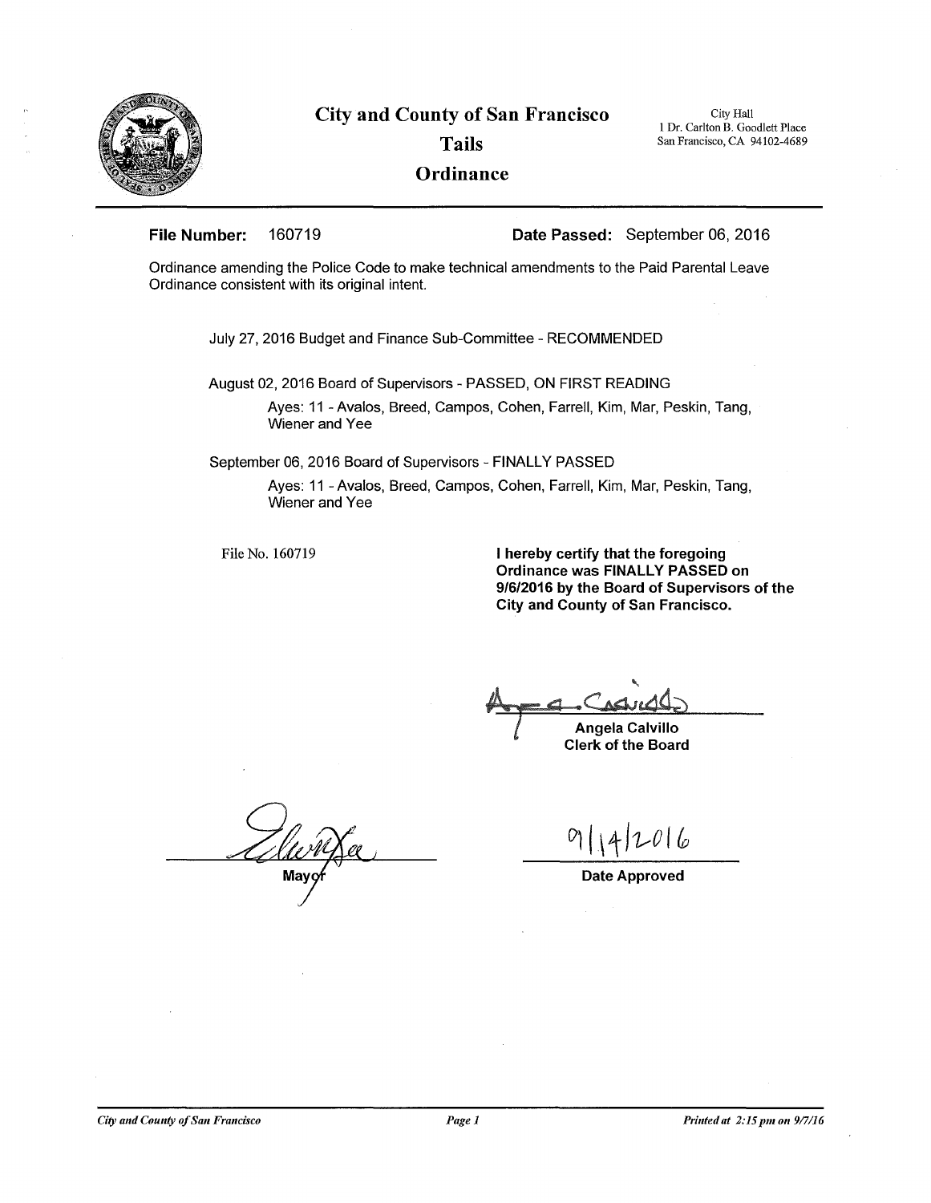# City and County of San Francisco

## Tails

## Ordinance

City Hall
1 Dr. Carlton B. Goodlett Place
San Francisco, CA 94102-4689

**File Number:** 160719 **Date Passed:** September 06, 2016

Ordinance amending the Police Code to make technical amendments to the Paid Parental Leave Ordinance consistent with its original intent.

July 27, 2016 Budget and Finance Sub-Committee - RECOMMENDED

August 02, 2016 Board of Supervisors - PASSED, ON FIRST READING

Ayes: 11 - Avalos, Breed, Campos, Cohen, Farrell, Kim, Mar, Peskin, Tang, Wiener and Yee

September 06, 2016 Board of Supervisors - FINALLY PASSED

Ayes: 11 - Avalos, Breed, Campos, Cohen, Farrell, Kim, Mar, Peskin, Tang, Wiener and Yee

File No. 160719

**I hereby certify that the foregoing Ordinance was FINALLY PASSED on 9/6/2016 by the Board of Supervisors of the City and County of San Francisco.**

**Angela Calvillo**
**Clerk of the Board**

**Mayor**

9/14/2016

**Date Approved**